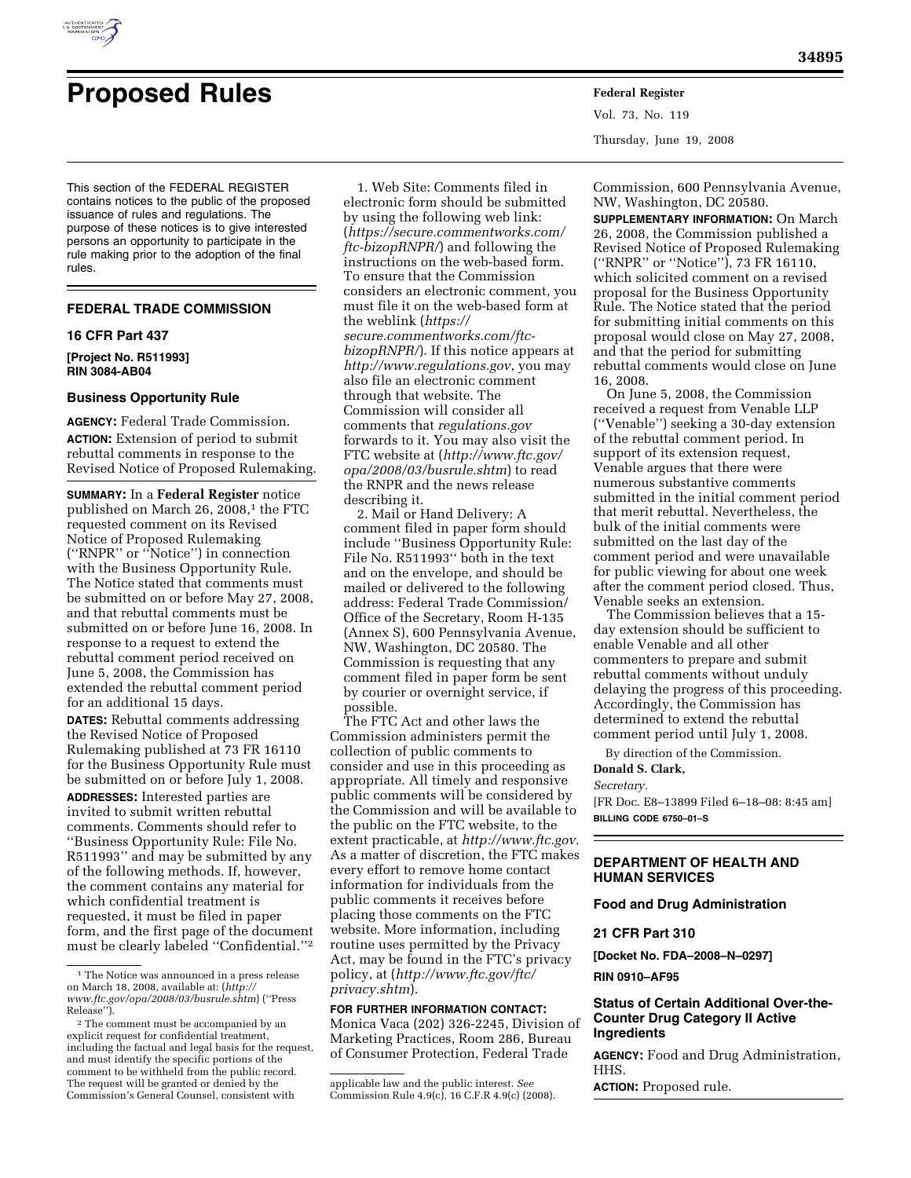# Proposed Rules

This section of the FEDERAL REGISTER contains notices to the public of the proposed issuance of rules and regulations. The purpose of these notices is to give interested persons an opportunity to participate in the rule making prior to the adoption of the final rules.

## FEDERAL TRADE COMMISSION

### 16 CFR Part 437

**[Project No. R511993]**

**RIN 3084-AB04**

### Business Opportunity Rule

**AGENCY:** Federal Trade Commission.

**ACTION:** Extension of period to submit rebuttal comments in response to the Revised Notice of Proposed Rulemaking.

**SUMMARY:** In a **Federal Register** notice published on March 26, 2008,[1] the FTC requested comment on its Revised Notice of Proposed Rulemaking (''RNPR'' or ''Notice'') in connection with the Business Opportunity Rule. The Notice stated that comments must be submitted on or before May 27, 2008, and that rebuttal comments must be submitted on or before June 16, 2008. In response to a request to extend the rebuttal comment period received on June 5, 2008, the Commission has extended the rebuttal comment period for an additional 15 days.

**DATES:** Rebuttal comments addressing the Revised Notice of Proposed Rulemaking published at 73 FR 16110 for the Business Opportunity Rule must be submitted on or before July 1, 2008.

**ADDRESSES:** Interested parties are invited to submit written rebuttal comments. Comments should refer to ''Business Opportunity Rule: File No. R511993'' and may be submitted by any of the following methods. If, however, the comment contains any material for which confidential treatment is requested, it must be filed in paper form, and the first page of the document must be clearly labeled ''Confidential.''[2]

1. Web Site: Comments filed in electronic form should be submitted by using the following web link: (*https://secure.commentworks.com/ftc-bizopRNPR/*) and following the instructions on the web-based form. To ensure that the Commission considers an electronic comment, you must file it on the web-based form at the weblink (*https://secure.commentworks.com/ftc-bizopRNPR/*). If this notice appears at *http://www.regulations.gov*, you may also file an electronic comment through that website. The Commission will consider all comments that *regulations.gov* forwards to it. You may also visit the FTC website at (*http://www.ftc.gov/opa/2008/03/busrule.shtm*) to read the RNPR and the news release describing it.

2. Mail or Hand Delivery: A comment filed in paper form should include ''Business Opportunity Rule: File No. R511993'' both in the text and on the envelope, and should be mailed or delivered to the following address: Federal Trade Commission/Office of the Secretary, Room H-135 (Annex S), 600 Pennsylvania Avenue, NW, Washington, DC 20580. The Commission is requesting that any comment filed in paper form be sent by courier or overnight service, if possible.

The FTC Act and other laws the Commission administers permit the collection of public comments to consider and use in this proceeding as appropriate. All timely and responsive public comments will be considered by the Commission and will be available to the public on the FTC website, to the extent practicable, at *http://www.ftc.gov*. As a matter of discretion, the FTC makes every effort to remove home contact information for individuals from the public comments it receives before placing those comments on the FTC website. More information, including routine uses permitted by the Privacy Act, may be found in the FTC's privacy policy, at (*http://www.ftc.gov/ftc/privacy.shtm*).

**FOR FURTHER INFORMATION CONTACT:** Monica Vaca (202) 326-2245, Division of Marketing Practices, Room 286, Bureau of Consumer Protection, Federal Trade Commission, 600 Pennsylvania Avenue, NW, Washington, DC 20580.

**SUPPLEMENTARY INFORMATION:** On March 26, 2008, the Commission published a Revised Notice of Proposed Rulemaking (''RNPR'' or ''Notice''), 73 FR 16110, which solicited comment on a revised proposal for the Business Opportunity Rule. The Notice stated that the period for submitting initial comments on this proposal would close on May 27, 2008, and that the period for submitting rebuttal comments would close on June 16, 2008.

On June 5, 2008, the Commission received a request from Venable LLP (''Venable'') seeking a 30-day extension of the rebuttal comment period. In support of its extension request, Venable argues that there were numerous substantive comments submitted in the initial comment period that merit rebuttal. Nevertheless, the bulk of the initial comments were submitted on the last day of the comment period and were unavailable for public viewing for about one week after the comment period closed. Thus, Venable seeks an extension.

The Commission believes that a 15-day extension should be sufficient to enable Venable and all other commenters to prepare and submit rebuttal comments without unduly delaying the progress of this proceeding. Accordingly, the Commission has determined to extend the rebuttal comment period until July 1, 2008.

By direction of the Commission.

**Donald S. Clark,**

*Secretary.*

[FR Doc. E8–13899 Filed 6–18–08: 8:45 am]

**BILLING CODE 6750–01–S**

[1] The Notice was announced in a press release on March 18, 2008, available at: (*http://www.ftc.gov/opa/2008/03/busrule.shtm*) (''Press Release'').

[2] The comment must be accompanied by an explicit request for confidential treatment, including the factual and legal basis for the request, and must identify the specific portions of the comment to be withheld from the public record. The request will be granted or denied by the Commission's General Counsel, consistent with applicable law and the public interest. *See* Commission Rule 4.9(c), 16 C.F.R 4.9(c) (2008).

## DEPARTMENT OF HEALTH AND HUMAN SERVICES

### Food and Drug Administration

### 21 CFR Part 310

**[Docket No. FDA–2008–N–0297]**

**RIN 0910–AF95**

### Status of Certain Additional Over-the-Counter Drug Category II Active Ingredients

**AGENCY:** Food and Drug Administration, HHS.

**ACTION:** Proposed rule.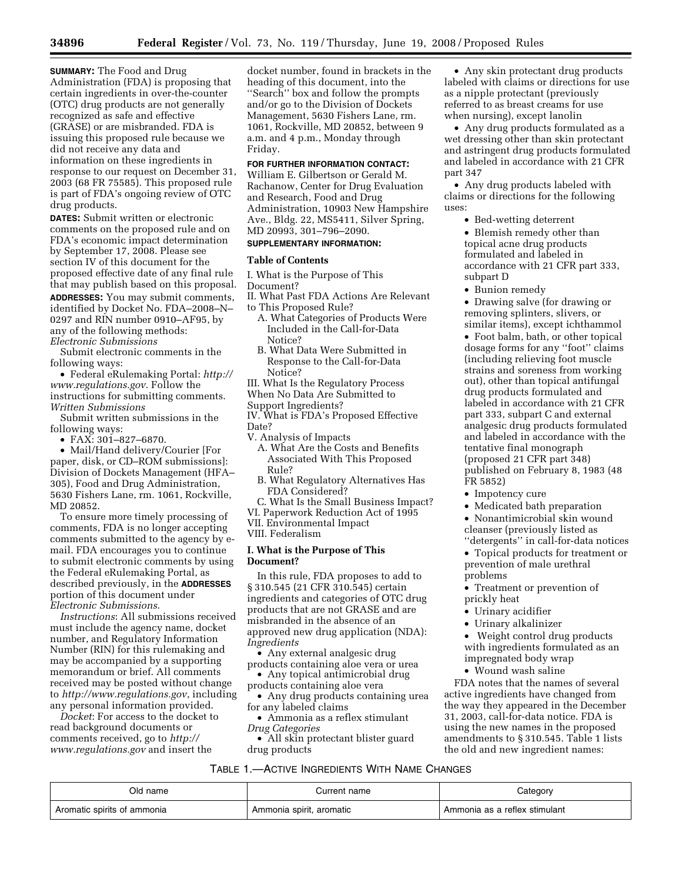**SUMMARY:** The Food and Drug Administration (FDA) is proposing that certain ingredients in over-the-counter (OTC) drug products are not generally recognized as safe and effective (GRASE) or are misbranded. FDA is issuing this proposed rule because we did not receive any data and information on these ingredients in response to our request on December 31, 2003 (68 FR 75585). This proposed rule is part of FDA's ongoing review of OTC drug products.

**DATES:** Submit written or electronic comments on the proposed rule and on FDA's economic impact determination by September 17, 2008. Please see section IV of this document for the proposed effective date of any final rule that may publish based on this proposal.

**ADDRESSES:** You may submit comments, identified by Docket No. FDA–2008–N–0297 and RIN number 0910–AF95, by any of the following methods:

*Electronic Submissions*

Submit electronic comments in the following ways:

- Federal eRulemaking Portal: *http://www.regulations.gov*. Follow the instructions for submitting comments.

*Written Submissions*

Submit written submissions in the following ways:

- FAX: 301–827–6870.
- Mail/Hand delivery/Courier [For paper, disk, or CD–ROM submissions]: Division of Dockets Management (HFA–305), Food and Drug Administration, 5630 Fishers Lane, rm. 1061, Rockville, MD 20852.

To ensure more timely processing of comments, FDA is no longer accepting comments submitted to the agency by e-mail. FDA encourages you to continue to submit electronic comments by using the Federal eRulemaking Portal, as described previously, in the **ADDRESSES** portion of this document under *Electronic Submissions*.

*Instructions*: All submissions received must include the agency name, docket number, and Regulatory Information Number (RIN) for this rulemaking and may be accompanied by a supporting memorandum or brief. All comments received may be posted without change to *http://www.regulations.gov*, including any personal information provided.

*Docket*: For access to the docket to read background documents or comments received, go to *http://www.regulations.gov* and insert the docket number, found in brackets in the heading of this document, into the ''Search'' box and follow the prompts and/or go to the Division of Dockets Management, 5630 Fishers Lane, rm. 1061, Rockville, MD 20852, between 9 a.m. and 4 p.m., Monday through Friday.

**FOR FURTHER INFORMATION CONTACT:** William E. Gilbertson or Gerald M. Rachanow, Center for Drug Evaluation and Research, Food and Drug Administration, 10903 New Hampshire Ave., Bldg. 22, MS5411, Silver Spring, MD 20993, 301–796–2090.

**SUPPLEMENTARY INFORMATION:**

**Table of Contents**

I. What is the Purpose of This Document?
II. What Past FDA Actions Are Relevant to This Proposed Rule?
  A. What Categories of Products Were Included in the Call-for-Data Notice?
  B. What Data Were Submitted in Response to the Call-for-Data Notice?
III. What Is the Regulatory Process When No Data Are Submitted to Support Ingredients?
IV. What is FDA's Proposed Effective Date?
V. Analysis of Impacts
  A. What Are the Costs and Benefits Associated With This Proposed Rule?
  B. What Regulatory Alternatives Has FDA Considered?
  C. What Is the Small Business Impact?
VI. Paperwork Reduction Act of 1995
VII. Environmental Impact
VIII. Federalism

## I. What is the Purpose of This Document?

In this rule, FDA proposes to add to § 310.545 (21 CFR 310.545) certain ingredients and categories of OTC drug products that are not GRASE and are misbranded in the absence of an approved new drug application (NDA):

*Ingredients*

- Any external analgesic drug products containing aloe vera or urea
- Any topical antimicrobial drug products containing aloe vera
- Any drug products containing urea for any labeled claims
- Ammonia as a reflex stimulant

*Drug Categories*

- All skin protectant blister guard drug products
- Any skin protectant drug products labeled with claims or directions for use as a nipple protectant (previously referred to as breast creams for use when nursing), except lanolin
- Any drug products formulated as a wet dressing other than skin protectant and astringent drug products formulated and labeled in accordance with 21 CFR part 347
- Any drug products labeled with claims or directions for the following uses:
  - Bed-wetting deterrent
  - Blemish remedy other than topical acne drug products formulated and labeled in accordance with 21 CFR part 333, subpart D
  - Bunion remedy
  - Drawing salve (for drawing or removing splinters, slivers, or similar items), except ichthammol
  - Foot balm, bath, or other topical dosage forms for any ''foot'' claims (including relieving foot muscle strains and soreness from working out), other than topical antifungal drug products formulated and labeled in accordance with 21 CFR part 333, subpart C and external analgesic drug products formulated and labeled in accordance with the tentative final monograph (proposed 21 CFR part 348) published on February 8, 1983 (48 FR 5852)
  - Impotency cure
  - Medicated bath preparation
  - Nonantimicrobial skin wound cleanser (previously listed as ''detergents'' in call-for-data notices
  - Topical products for treatment or prevention of male urethral problems
  - Treatment or prevention of prickly heat
  - Urinary acidifier
  - Urinary alkalinizer
  - Weight control drug products with ingredients formulated as an impregnated body wrap
  - Wound wash saline

FDA notes that the names of several active ingredients have changed from the way they appeared in the December 31, 2003, call-for-data notice. FDA is using the new names in the proposed amendments to § 310.545. Table 1 lists the old and new ingredient names:

TABLE 1.—ACTIVE INGREDIENTS WITH NAME CHANGES

| Old name | Current name | Category |
|---|---|---|
| Aromatic spirits of ammonia | Ammonia spirit, aromatic | Ammonia as a reflex stimulant |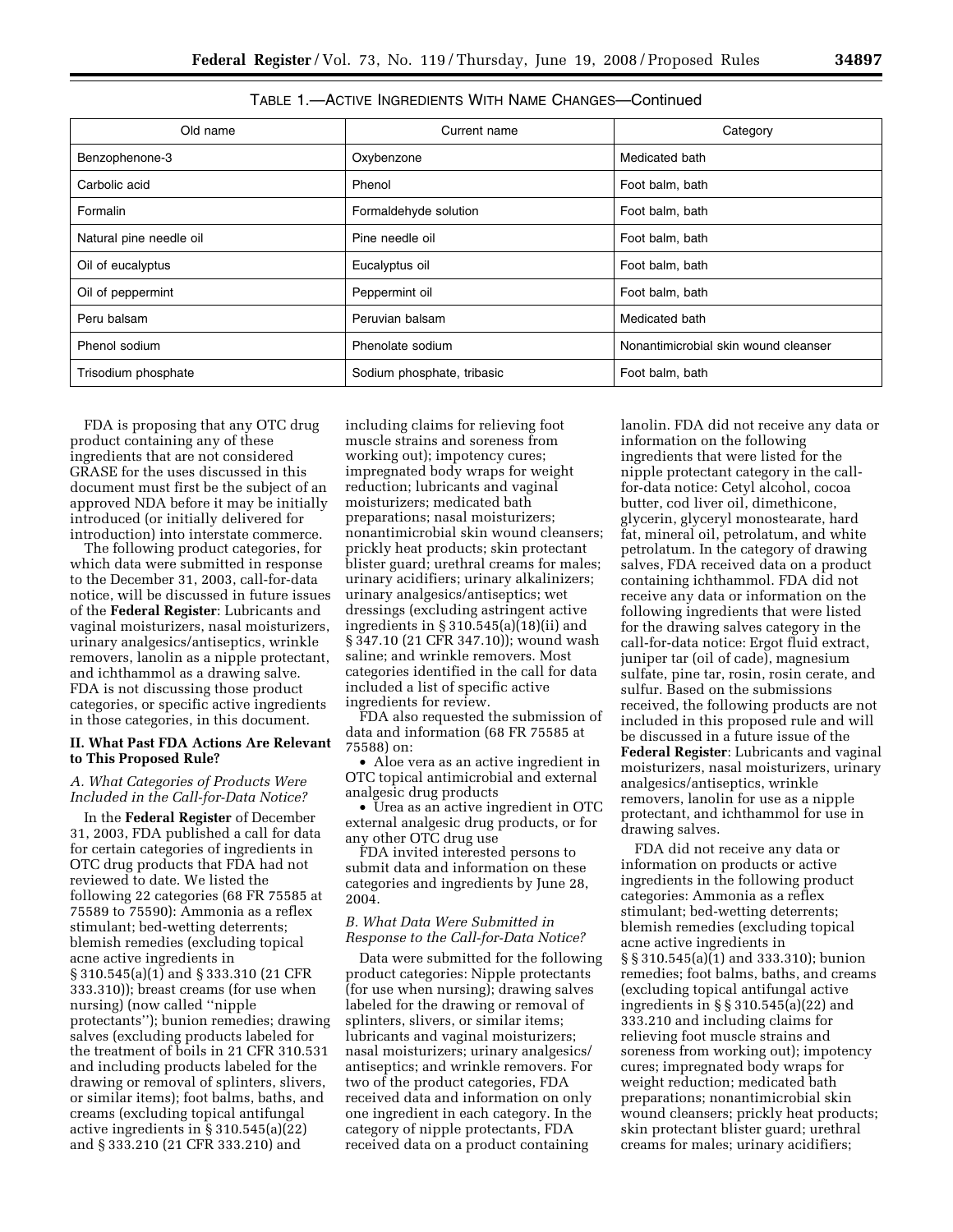TABLE 1.—ACTIVE INGREDIENTS WITH NAME CHANGES—Continued

| Old name | Current name | Category |
| --- | --- | --- |
| Benzophenone-3 | Oxybenzone | Medicated bath |
| Carbolic acid | Phenol | Foot balm, bath |
| Formalin | Formaldehyde solution | Foot balm, bath |
| Natural pine needle oil | Pine needle oil | Foot balm, bath |
| Oil of eucalyptus | Eucalyptus oil | Foot balm, bath |
| Oil of peppermint | Peppermint oil | Foot balm, bath |
| Peru balsam | Peruvian balsam | Medicated bath |
| Phenol sodium | Phenolate sodium | Nonantimicrobial skin wound cleanser |
| Trisodium phosphate | Sodium phosphate, tribasic | Foot balm, bath |

FDA is proposing that any OTC drug product containing any of these ingredients that are not considered GRASE for the uses discussed in this document must first be the subject of an approved NDA before it may be initially introduced (or initially delivered for introduction) into interstate commerce.

The following product categories, for which data were submitted in response to the December 31, 2003, call-for-data notice, will be discussed in future issues of the **Federal Register**: Lubricants and vaginal moisturizers, nasal moisturizers, urinary analgesics/antiseptics, wrinkle removers, lanolin as a nipple protectant, and ichthammol as a drawing salve. FDA is not discussing those product categories, or specific active ingredients in those categories, in this document.

## II. What Past FDA Actions Are Relevant to This Proposed Rule?

### A. What Categories of Products Were Included in the Call-for-Data Notice?

In the **Federal Register** of December 31, 2003, FDA published a call for data for certain categories of ingredients in OTC drug products that FDA had not reviewed to date. We listed the following 22 categories (68 FR 75585 at 75589 to 75590): Ammonia as a reflex stimulant; bed-wetting deterrents; blemish remedies (excluding topical acne active ingredients in § 310.545(a)(1) and § 333.310 (21 CFR 333.310)); breast creams (for use when nursing) (now called ''nipple protectants''); bunion remedies; drawing salves (excluding products labeled for the treatment of boils in 21 CFR 310.531 and including products labeled for the drawing or removal of splinters, slivers, or similar items); foot balms, baths, and creams (excluding topical antifungal active ingredients in § 310.545(a)(22) and § 333.210 (21 CFR 333.210) and including claims for relieving foot muscle strains and soreness from working out); impotency cures; impregnated body wraps for weight reduction; lubricants and vaginal moisturizers; medicated bath preparations; nasal moisturizers; nonantimicrobial skin wound cleansers; prickly heat products; skin protectant blister guard; urethral creams for males; urinary acidifiers; urinary alkalinizers; urinary analgesics/antiseptics; wet dressings (excluding astringent active ingredients in § 310.545(a)(18)(ii) and § 347.10 (21 CFR 347.10)); wound wash saline; and wrinkle removers. Most categories identified in the call for data included a list of specific active ingredients for review.

FDA also requested the submission of data and information (68 FR 75585 at 75588) on:

- Aloe vera as an active ingredient in OTC topical antimicrobial and external analgesic drug products
- Urea as an active ingredient in OTC external analgesic drug products, or for any other OTC drug use

FDA invited interested persons to submit data and information on these categories and ingredients by June 28, 2004.

### B. What Data Were Submitted in Response to the Call-for-Data Notice?

Data were submitted for the following product categories: Nipple protectants (for use when nursing); drawing salves labeled for the drawing or removal of splinters, slivers, or similar items; lubricants and vaginal moisturizers; nasal moisturizers; urinary analgesics/antiseptics; and wrinkle removers. For two of the product categories, FDA received data and information on only one ingredient in each category. In the category of nipple protectants, FDA received data on a product containing lanolin. FDA did not receive any data or information on the following ingredients that were listed for the nipple protectant category in the call-for-data notice: Cetyl alcohol, cocoa butter, cod liver oil, dimethicone, glycerin, glyceryl monostearate, hard fat, mineral oil, petrolatum, and white petrolatum. In the category of drawing salves, FDA received data on a product containing ichthammol. FDA did not receive any data or information on the following ingredients that were listed for the drawing salves category in the call-for-data notice: Ergot fluid extract, juniper tar (oil of cade), magnesium sulfate, pine tar, rosin, rosin cerate, and sulfur. Based on the submissions received, the following products are not included in this proposed rule and will be discussed in a future issue of the **Federal Register**: Lubricants and vaginal moisturizers, nasal moisturizers, urinary analgesics/antiseptics, wrinkle removers, lanolin for use as a nipple protectant, and ichthammol for use in drawing salves.

FDA did not receive any data or information on products or active ingredients in the following product categories: Ammonia as a reflex stimulant; bed-wetting deterrents; blemish remedies (excluding topical acne active ingredients in §§ 310.545(a)(1) and 333.310); bunion remedies; foot balms, baths, and creams (excluding topical antifungal active ingredients in §§ 310.545(a)(22) and 333.210 and including claims for relieving foot muscle strains and soreness from working out); impotency cures; impregnated body wraps for weight reduction; medicated bath preparations; nonantimicrobial skin wound cleansers; prickly heat products; skin protectant blister guard; urethral creams for males; urinary acidifiers;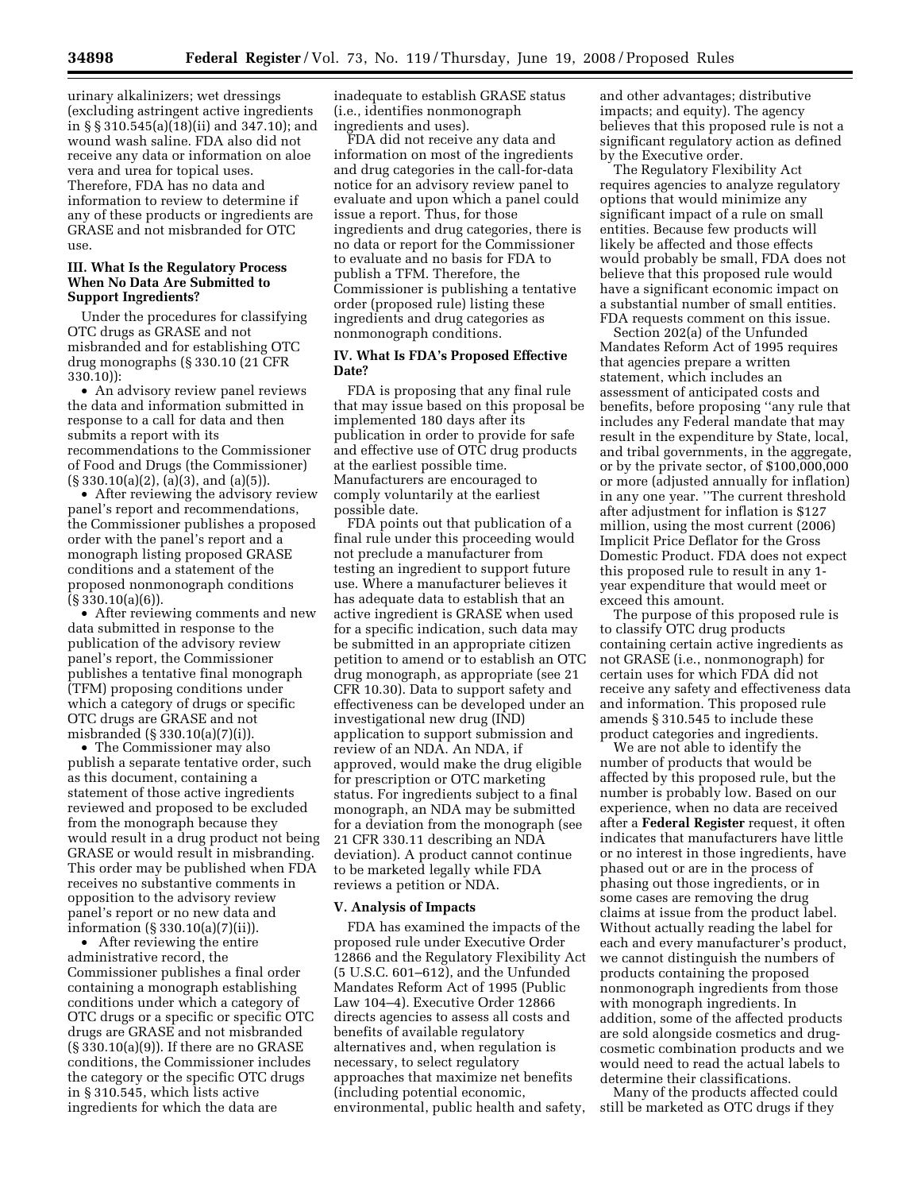urinary alkalinizers; wet dressings (excluding astringent active ingredients in §§ 310.545(a)(18)(ii) and 347.10); and wound wash saline. FDA also did not receive any data or information on aloe vera and urea for topical uses. Therefore, FDA has no data and information to review to determine if any of these products or ingredients are GRASE and not misbranded for OTC use.

### III. What Is the Regulatory Process When No Data Are Submitted to Support Ingredients?

Under the procedures for classifying OTC drugs as GRASE and not misbranded and for establishing OTC drug monographs (§ 330.10 (21 CFR 330.10)):

- An advisory review panel reviews the data and information submitted in response to a call for data and then submits a report with its recommendations to the Commissioner of Food and Drugs (the Commissioner) (§ 330.10(a)(2), (a)(3), and (a)(5)).
- After reviewing the advisory review panel's report and recommendations, the Commissioner publishes a proposed order with the panel's report and a monograph listing proposed GRASE conditions and a statement of the proposed nonmonograph conditions (§ 330.10(a)(6)).
- After reviewing comments and new data submitted in response to the publication of the advisory review panel's report, the Commissioner publishes a tentative final monograph (TFM) proposing conditions under which a category of drugs or specific OTC drugs are GRASE and not misbranded (§ 330.10(a)(7)(i)).
- The Commissioner may also publish a separate tentative order, such as this document, containing a statement of those active ingredients reviewed and proposed to be excluded from the monograph because they would result in a drug product not being GRASE or would result in misbranding. This order may be published when FDA receives no substantive comments in opposition to the advisory review panel's report or no new data and information (§ 330.10(a)(7)(ii)).
- After reviewing the entire administrative record, the Commissioner publishes a final order containing a monograph establishing conditions under which a category of OTC drugs or a specific or specific OTC drugs are GRASE and not misbranded (§ 330.10(a)(9)). If there are no GRASE conditions, the Commissioner includes the category or the specific OTC drugs in § 310.545, which lists active ingredients for which the data are inadequate to establish GRASE status (i.e., identifies nonmonograph ingredients and uses).

FDA did not receive any data and information on most of the ingredients and drug categories in the call-for-data notice for an advisory review panel to evaluate and upon which a panel could issue a report. Thus, for those ingredients and drug categories, there is no data or report for the Commissioner to evaluate and no basis for FDA to publish a TFM. Therefore, the Commissioner is publishing a tentative order (proposed rule) listing these ingredients and drug categories as nonmonograph conditions.

### IV. What Is FDA's Proposed Effective Date?

FDA is proposing that any final rule that may issue based on this proposal be implemented 180 days after its publication in order to provide for safe and effective use of OTC drug products at the earliest possible time. Manufacturers are encouraged to comply voluntarily at the earliest possible date.

FDA points out that publication of a final rule under this proceeding would not preclude a manufacturer from testing an ingredient to support future use. Where a manufacturer believes it has adequate data to establish that an active ingredient is GRASE when used for a specific indication, such data may be submitted in an appropriate citizen petition to amend or to establish an OTC drug monograph, as appropriate (see 21 CFR 10.30). Data to support safety and effectiveness can be developed under an investigational new drug (IND) application to support submission and review of an NDA. An NDA, if approved, would make the drug eligible for prescription or OTC marketing status. For ingredients subject to a final monograph, an NDA may be submitted for a deviation from the monograph (see 21 CFR 330.11 describing an NDA deviation). A product cannot continue to be marketed legally while FDA reviews a petition or NDA.

### V. Analysis of Impacts

FDA has examined the impacts of the proposed rule under Executive Order 12866 and the Regulatory Flexibility Act (5 U.S.C. 601–612), and the Unfunded Mandates Reform Act of 1995 (Public Law 104–4). Executive Order 12866 directs agencies to assess all costs and benefits of available regulatory alternatives and, when regulation is necessary, to select regulatory approaches that maximize net benefits (including potential economic, environmental, public health and safety, and other advantages; distributive impacts; and equity). The agency believes that this proposed rule is not a significant regulatory action as defined by the Executive order.

The Regulatory Flexibility Act requires agencies to analyze regulatory options that would minimize any significant impact of a rule on small entities. Because few products will likely be affected and those effects would probably be small, FDA does not believe that this proposed rule would have a significant economic impact on a substantial number of small entities. FDA requests comment on this issue.

Section 202(a) of the Unfunded Mandates Reform Act of 1995 requires that agencies prepare a written statement, which includes an assessment of anticipated costs and benefits, before proposing "any rule that includes any Federal mandate that may result in the expenditure by State, local, and tribal governments, in the aggregate, or by the private sector, of $100,000,000 or more (adjusted annually for inflation) in any one year. "The current threshold after adjustment for inflation is $127 million, using the most current (2006) Implicit Price Deflator for the Gross Domestic Product. FDA does not expect this proposed rule to result in any 1-year expenditure that would meet or exceed this amount.

The purpose of this proposed rule is to classify OTC drug products containing certain active ingredients as not GRASE (i.e., nonmonograph) for certain uses for which FDA did not receive any safety and effectiveness data and information. This proposed rule amends § 310.545 to include these product categories and ingredients.

We are not able to identify the number of products that would be affected by this proposed rule, but the number is probably low. Based on our experience, when no data are received after a **Federal Register** request, it often indicates that manufacturers have little or no interest in those ingredients, have phased out or are in the process of phasing out those ingredients, or in some cases are removing the drug claims at issue from the product label. Without actually reading the label for each and every manufacturer's product, we cannot distinguish the numbers of products containing the proposed nonmonograph ingredients from those with monograph ingredients. In addition, some of the affected products are sold alongside cosmetics and drug-cosmetic combination products and we would need to read the actual labels to determine their classifications.

Many of the products affected could still be marketed as OTC drugs if they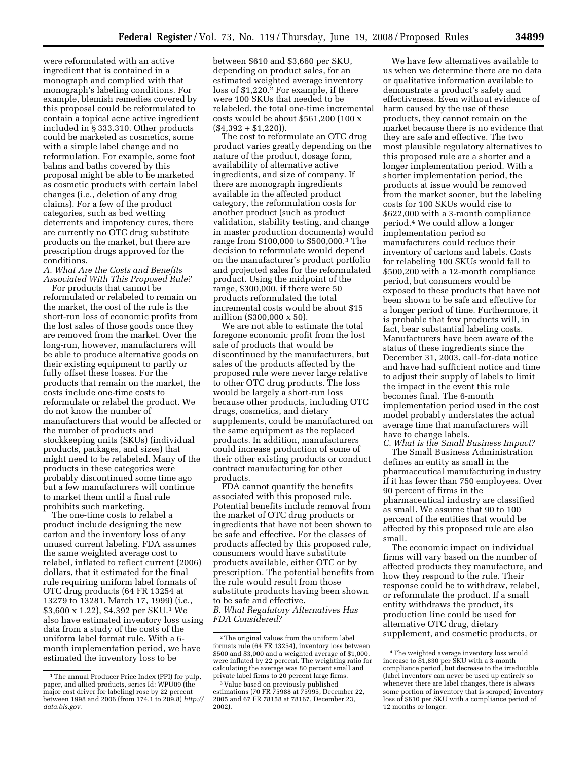were reformulated with an active ingredient that is contained in a monograph and complied with that monograph's labeling conditions. For example, blemish remedies covered by this proposal could be reformulated to contain a topical acne active ingredient included in § 333.310. Other products could be marketed as cosmetics, some with a simple label change and no reformulation. For example, some foot balms and baths covered by this proposal might be able to be marketed as cosmetic products with certain label changes (i.e., deletion of any drug claims). For a few of the product categories, such as bed wetting deterrents and impotency cures, there are currently no OTC drug substitute products on the market, but there are prescription drugs approved for the conditions.

### A. What Are the Costs and Benefits Associated With This Proposed Rule?

For products that cannot be reformulated or relabeled to remain on the market, the cost of the rule is the short-run loss of economic profits from the lost sales of those goods once they are removed from the market. Over the long-run, however, manufacturers will be able to produce alternative goods on their existing equipment to partly or fully offset these losses. For the products that remain on the market, the costs include one-time costs to reformulate or relabel the product. We do not know the number of manufacturers that would be affected or the number of products and stockkeeping units (SKUs) (individual products, packages, and sizes) that might need to be relabeled. Many of the products in these categories were probably discontinued some time ago but a few manufacturers will continue to market them until a final rule prohibits such marketing.

The one-time costs to relabel a product include designing the new carton and the inventory loss of any unused current labeling. FDA assumes the same weighted average cost to relabel, inflated to reflect current (2006) dollars, that it estimated for the final rule requiring uniform label formats of OTC drug products (64 FR 13254 at 13279 to 13281, March 17, 1999) (i.e., $3,600 x 1.22), $4,392 per SKU.[1] We also have estimated inventory loss using data from a study of the costs of the uniform label format rule. With a 6-month implementation period, we have estimated the inventory loss to be between $610 and $3,660 per SKU, depending on product sales, for an estimated weighted average inventory loss of $1,220.[2] For example, if there were 100 SKUs that needed to be relabeled, the total one-time incremental costs would be about $561,200 (100 x ($4,392 + $1,220)).

The cost to reformulate an OTC drug product varies greatly depending on the nature of the product, dosage form, availability of alternative active ingredients, and size of company. If there are monograph ingredients available in the affected product category, the reformulation costs for another product (such as product validation, stability testing, and change in master production documents) would range from $100,000 to $500,000.[3] The decision to reformulate would depend on the manufacturer's product portfolio and projected sales for the reformulated product. Using the midpoint of the range, $300,000, if there were 50 products reformulated the total incremental costs would be about $15 million ($300,000 x 50).

We are not able to estimate the total foregone economic profit from the lost sale of products that would be discontinued by the manufacturers, but sales of the products affected by the proposed rule were never large relative to other OTC drug products. The loss would be largely a short-run loss because other products, including OTC drugs, cosmetics, and dietary supplements, could be manufactured on the same equipment as the replaced products. In addition, manufacturers could increase production of some of their other existing products or conduct contract manufacturing for other products.

FDA cannot quantify the benefits associated with this proposed rule. Potential benefits include removal from the market of OTC drug products or ingredients that have not been shown to be safe and effective. For the classes of products affected by this proposed rule, consumers would have substitute products available, either OTC or by prescription. The potential benefits from the rule would result from those substitute products having been shown to be safe and effective.

### B. What Regulatory Alternatives Has FDA Considered?

We have few alternatives available to us when we determine there are no data or qualitative information available to demonstrate a product's safety and effectiveness. Even without evidence of harm caused by the use of these products, they cannot remain on the market because there is no evidence that they are safe and effective. The two most plausible regulatory alternatives to this proposed rule are a shorter and a longer implementation period. With a shorter implementation period, the products at issue would be removed from the market sooner, but the labeling costs for 100 SKUs would rise to $622,000 with a 3-month compliance period.[4] We could allow a longer implementation period so manufacturers could reduce their inventory of cartons and labels. Costs for relabeling 100 SKUs would fall to $500,200 with a 12-month compliance period, but consumers would be exposed to these products that have not been shown to be safe and effective for a longer period of time. Furthermore, it is probable that few products will, in fact, bear substantial labeling costs. Manufacturers have been aware of the status of these ingredients since the December 31, 2003, call-for-data notice and have had sufficient notice and time to adjust their supply of labels to limit the impact in the event this rule becomes final. The 6-month implementation period used in the cost model probably understates the actual average time that manufacturers will have to change labels.

### C. What is the Small Business Impact?

The Small Business Administration defines an entity as small in the pharmaceutical manufacturing industry if it has fewer than 750 employees. Over 90 percent of firms in the pharmaceutical industry are classified as small. We assume that 90 to 100 percent of the entities that would be affected by this proposed rule are also small.

The economic impact on individual firms will vary based on the number of affected products they manufacture, and how they respond to the rule. Their response could be to withdraw, relabel, or reformulate the product. If a small entity withdraws the product, its production line could be used for alternative OTC drug, dietary supplement, and cosmetic products, or

---

[1] The annual Producer Price Index (PPI) for pulp, paper, and allied products, series Id: WPU09 (the major cost driver for labeling) rose by 22 percent between 1998 and 2006 (from 174.1 to 209.8) *http://data.bls.gov*.

[2] The original values from the uniform label formats rule (64 FR 13254), inventory loss between $500 and $3,000 and a weighted average of $1,000, were inflated by 22 percent. The weighting ratio for calculating the average was 80 percent small and private label firms to 20 percent large firms.

[3] Value based on previously published estimations (70 FR 75988 at 75995, December 22, 2005 and 67 FR 78158 at 78167, December 23, 2002).

[4] The weighted average inventory loss would increase to $1,830 per SKU with a 3-month compliance period, but decrease to the irreducible (label inventory can never be used up entirely so whenever there are label changes, there is always some portion of inventory that is scraped) inventory loss of $610 per SKU with a compliance period of 12 months or longer.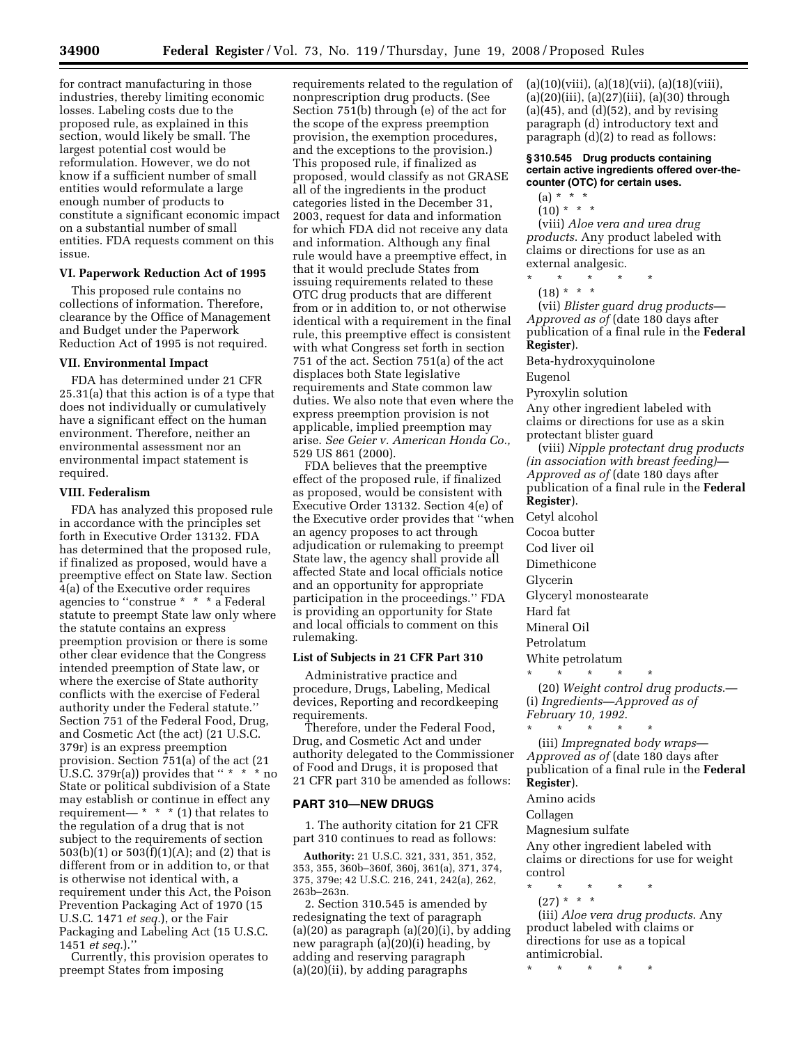for contract manufacturing in those industries, thereby limiting economic losses. Labeling costs due to the proposed rule, as explained in this section, would likely be small. The largest potential cost would be reformulation. However, we do not know if a sufficient number of small entities would reformulate a large enough number of products to constitute a significant economic impact on a substantial number of small entities. FDA requests comment on this issue.

### VI. Paperwork Reduction Act of 1995

This proposed rule contains no collections of information. Therefore, clearance by the Office of Management and Budget under the Paperwork Reduction Act of 1995 is not required.

### VII. Environmental Impact

FDA has determined under 21 CFR 25.31(a) that this action is of a type that does not individually or cumulatively have a significant effect on the human environment. Therefore, neither an environmental assessment nor an environmental impact statement is required.

### VIII. Federalism

FDA has analyzed this proposed rule in accordance with the principles set forth in Executive Order 13132. FDA has determined that the proposed rule, if finalized as proposed, would have a preemptive effect on State law. Section 4(a) of the Executive order requires agencies to ''construe * * * a Federal statute to preempt State law only where the statute contains an express preemption provision or there is some other clear evidence that the Congress intended preemption of State law, or where the exercise of State authority conflicts with the exercise of Federal authority under the Federal statute.'' Section 751 of the Federal Food, Drug, and Cosmetic Act (the act) (21 U.S.C. 379r) is an express preemption provision. Section 751(a) of the act (21 U.S.C. 379r(a)) provides that '' * * * no State or political subdivision of a State may establish or continue in effect any requirement— * * * (1) that relates to the regulation of a drug that is not subject to the requirements of section 503(b)(1) or 503(f)(1)(A); and (2) that is different from or in addition to, or that is otherwise not identical with, a requirement under this Act, the Poison Prevention Packaging Act of 1970 (15 U.S.C. 1471 *et seq.*), or the Fair Packaging and Labeling Act (15 U.S.C. 1451 *et seq.*).''

Currently, this provision operates to preempt States from imposing requirements related to the regulation of nonprescription drug products. (See Section 751(b) through (e) of the act for the scope of the express preemption provision, the exemption procedures, and the exceptions to the provision.) This proposed rule, if finalized as proposed, would classify as not GRASE all of the ingredients in the product categories listed in the December 31, 2003, request for data and information for which FDA did not receive any data and information. Although any final rule would have a preemptive effect, in that it would preclude States from issuing requirements related to these OTC drug products that are different from or in addition to, or not otherwise identical with a requirement in the final rule, this preemptive effect is consistent with what Congress set forth in section 751 of the act. Section 751(a) of the act displaces both State legislative requirements and State common law duties. We also note that even where the express preemption provision is not applicable, implied preemption may arise. *See Geier v. American Honda Co.,* 529 US 861 (2000).

FDA believes that the preemptive effect of the proposed rule, if finalized as proposed, would be consistent with Executive Order 13132. Section 4(e) of the Executive order provides that ''when an agency proposes to act through adjudication or rulemaking to preempt State law, the agency shall provide all affected State and local officials notice and an opportunity for appropriate participation in the proceedings.'' FDA is providing an opportunity for State and local officials to comment on this rulemaking.

### List of Subjects in 21 CFR Part 310

Administrative practice and procedure, Drugs, Labeling, Medical devices, Reporting and recordkeeping requirements.

Therefore, under the Federal Food, Drug, and Cosmetic Act and under authority delegated to the Commissioner of Food and Drugs, it is proposed that 21 CFR part 310 be amended as follows:

## PART 310—NEW DRUGS

1. The authority citation for 21 CFR part 310 continues to read as follows:

**Authority:** 21 U.S.C. 321, 331, 351, 352, 353, 355, 360b–360f, 360j, 361(a), 371, 374, 375, 379e; 42 U.S.C. 216, 241, 242(a), 262, 263b–263n.

2. Section 310.545 is amended by redesignating the text of paragraph (a)(20) as paragraph (a)(20)(i), by adding new paragraph (a)(20)(i) heading, by adding and reserving paragraph (a)(20)(ii), by adding paragraphs (a)(10)(viii), (a)(18)(vii), (a)(18)(viii), (a)(20)(iii), (a)(27)(iii), (a)(30) through (a)(45), and (d)(52), and by revising paragraph (d) introductory text and paragraph (d)(2) to read as follows:

**§ 310.545 Drug products containing certain active ingredients offered over-the-counter (OTC) for certain uses.**

(a) * * *

(10) * * *

(viii) *Aloe vera and urea drug products*. Any product labeled with claims or directions for use as an external analgesic.

\* \* \* \* \*

(18) * * *

(vii) *Blister guard drug products— Approved as of* (date 180 days after publication of a final rule in the **Federal Register**).

Beta-hydroxyquinolone

Eugenol

Pyroxylin solution

Any other ingredient labeled with claims or directions for use as a skin protectant blister guard

(viii) *Nipple protectant drug products (in association with breast feeding)— Approved as of* (date 180 days after publication of a final rule in the **Federal Register**).

Cetyl alcohol

Cocoa butter

Cod liver oil

Dimethicone

Glycerin

Glyceryl monostearate

Hard fat

Mineral Oil

Petrolatum

White petrolatum

\* \* \* \* \*

(20) *Weight control drug products.*— (i) *Ingredients—Approved as of February 10, 1992*.

\* \* \* \* \*

(iii) *Impregnated body wraps— Approved as of* (date 180 days after publication of a final rule in the **Federal Register**).

Amino acids

Collagen

Magnesium sulfate

Any other ingredient labeled with claims or directions for use for weight control

\* \* \* \* \*

(27) * * *

(iii) *Aloe vera drug products*. Any product labeled with claims or directions for use as a topical antimicrobial.

\* \* \* \* \*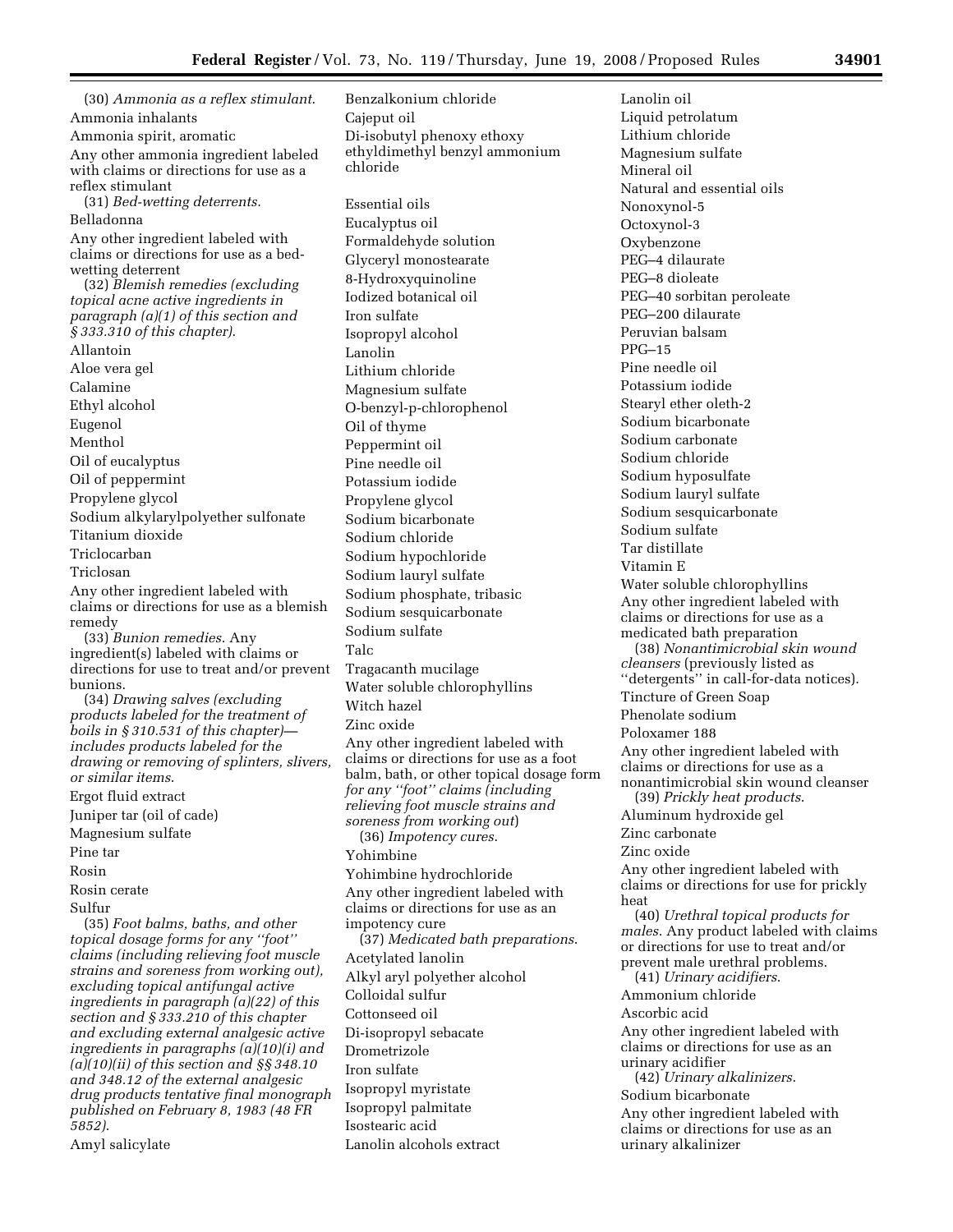(30) *Ammonia as a reflex stimulant*.

Ammonia inhalants

Ammonia spirit, aromatic

Any other ammonia ingredient labeled with claims or directions for use as a reflex stimulant

(31) *Bed-wetting deterrents*.

Belladonna

Any other ingredient labeled with claims or directions for use as a bed-wetting deterrent

(32) *Blemish remedies (excluding topical acne active ingredients in paragraph (a)(1) of this section and § 333.310 of this chapter)*.

Allantoin

Aloe vera gel

Calamine

Ethyl alcohol

Eugenol

Menthol

Oil of eucalyptus

Oil of peppermint

Propylene glycol

Sodium alkylarylpolyether sulfonate

Titanium dioxide

Triclocarban

Triclosan

Any other ingredient labeled with claims or directions for use as a blemish remedy

(33) *Bunion remedies*. Any ingredient(s) labeled with claims or directions for use to treat and/or prevent bunions.

(34) *Drawing salves (excluding products labeled for the treatment of boils in § 310.531 of this chapter)—includes products labeled for the drawing or removing of splinters, slivers, or similar items*.

Ergot fluid extract

Juniper tar (oil of cade)

Magnesium sulfate

Pine tar

Rosin

Rosin cerate

Sulfur

(35) *Foot balms, baths, and other topical dosage forms for any ''foot'' claims (including relieving foot muscle strains and soreness from working out), excluding topical antifungal active ingredients in paragraph (a)(22) of this section and § 333.210 of this chapter and excluding external analgesic active ingredients in paragraphs (a)(10)(i) and (a)(10)(ii) of this section and §§ 348.10 and 348.12 of the external analgesic drug products tentative final monograph published on February 8, 1983 (48 FR 5852)*.

Amyl salicylate

Benzalkonium chloride

Cajeput oil

Di-isobutyl phenoxy ethoxy ethyldimethyl benzyl ammonium chloride

Essential oils

Eucalyptus oil

Formaldehyde solution

Glyceryl monostearate

8-Hydroxyquinoline

Iodized botanical oil

Iron sulfate

Isopropyl alcohol

Lanolin

Lithium chloride

Magnesium sulfate

O-benzyl-p-chlorophenol

Oil of thyme

Peppermint oil

Pine needle oil

Potassium iodide

Propylene glycol

Sodium bicarbonate

Sodium chloride

Sodium hypochloride

Sodium lauryl sulfate

Sodium phosphate, tribasic

Sodium sesquicarbonate

Sodium sulfate

Talc

Tragacanth mucilage

Water soluble chlorophyllins

Witch hazel

Zinc oxide

Any other ingredient labeled with claims or directions for use as a foot balm, bath, or other topical dosage form *for any ''foot'' claims (including relieving foot muscle strains and soreness from working out*)

(36) *Impotency cures*.

Yohimbine

Yohimbine hydrochloride

Any other ingredient labeled with claims or directions for use as an impotency cure

(37) *Medicated bath preparations*.

Acetylated lanolin

Alkyl aryl polyether alcohol

Colloidal sulfur

Cottonseed oil

Di-isopropyl sebacate

Drometrizole

Iron sulfate

Isopropyl myristate

Isopropyl palmitate

Isostearic acid

Lanolin alcohols extract

Lanolin oil

Liquid petrolatum

Lithium chloride

Magnesium sulfate

Mineral oil

Natural and essential oils

Nonoxynol-5

Octoxynol-3

Oxybenzone

PEG–4 dilaurate

PEG–8 dioleate

PEG–40 sorbitan peroleate

PEG–200 dilaurate

Peruvian balsam

PPG–15

Pine needle oil

Potassium iodide

Stearyl ether oleth-2

Sodium bicarbonate

Sodium carbonate

Sodium chloride

Sodium hyposulfate

Sodium lauryl sulfate

Sodium sesquicarbonate

Sodium sulfate

Tar distillate

Vitamin E

Water soluble chlorophyllins

Any other ingredient labeled with claims or directions for use as a medicated bath preparation

(38) *Nonantimicrobial skin wound cleansers* (previously listed as ''detergents'' in call-for-data notices).

Tincture of Green Soap

Phenolate sodium

Poloxamer 188

Any other ingredient labeled with claims or directions for use as a nonantimicrobial skin wound cleanser

(39) *Prickly heat products*.

Aluminum hydroxide gel

Zinc carbonate

Zinc oxide

Any other ingredient labeled with claims or directions for use for prickly heat

(40) *Urethral topical products for males*. Any product labeled with claims or directions for use to treat and/or prevent male urethral problems.

(41) *Urinary acidifiers*.

Ammonium chloride

Ascorbic acid

Any other ingredient labeled with claims or directions for use as an urinary acidifier

(42) *Urinary alkalinizers*.

Sodium bicarbonate

Any other ingredient labeled with claims or directions for use as an urinary alkalinizer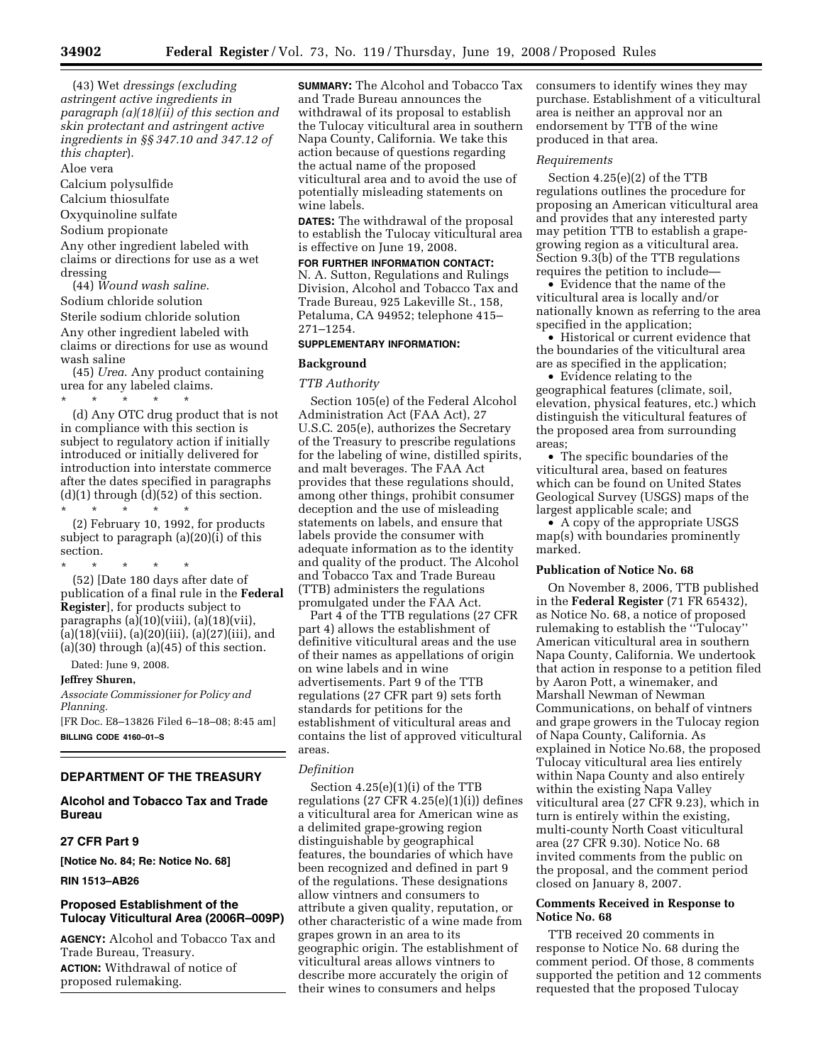(43) Wet *dressings (excluding astringent active ingredients in paragraph (a)(18)(ii) of this section and skin protectant and astringent active ingredients in §§ 347.10 and 347.12 of this chapter*).

Aloe vera

Calcium polysulfide

Calcium thiosulfate

Oxyquinoline sulfate

Sodium propionate

Any other ingredient labeled with claims or directions for use as a wet dressing

(44) *Wound wash saline*.

Sodium chloride solution

Sterile sodium chloride solution

Any other ingredient labeled with claims or directions for use as wound wash saline

(45) *Urea*. Any product containing urea for any labeled claims.

\* \* \* \* \*

(d) Any OTC drug product that is not in compliance with this section is subject to regulatory action if initially introduced or initially delivered for introduction into interstate commerce after the dates specified in paragraphs (d)(1) through (d)(52) of this section.

\* \* \* \* \*

(2) February 10, 1992, for products subject to paragraph (a)(20)(i) of this section.

\* \* \* \* \*

(52) [Date 180 days after date of publication of a final rule in the **Federal Register**], for products subject to paragraphs (a)(10)(viii), (a)(18)(vii), (a)(18)(viii), (a)(20)(iii), (a)(27)(iii), and (a)(30) through (a)(45) of this section.

Dated: June 9, 2008.

**Jeffrey Shuren,**

*Associate Commissioner for Policy and Planning.*

[FR Doc. E8–13826 Filed 6–18–08; 8:45 am]

**BILLING CODE 4160–01–S**

## DEPARTMENT OF THE TREASURY

### Alcohol and Tobacco Tax and Trade Bureau

### 27 CFR Part 9

**[Notice No. 84; Re: Notice No. 68]**

**RIN 1513–AB26**

### Proposed Establishment of the Tulocay Viticultural Area (2006R–009P)

**AGENCY:** Alcohol and Tobacco Tax and Trade Bureau, Treasury.

**ACTION:** Withdrawal of notice of proposed rulemaking.

**SUMMARY:** The Alcohol and Tobacco Tax and Trade Bureau announces the withdrawal of its proposal to establish the Tulocay viticultural area in southern Napa County, California. We take this action because of questions regarding the actual name of the proposed viticultural area and to avoid the use of potentially misleading statements on wine labels.

**DATES:** The withdrawal of the proposal to establish the Tulocay viticultural area is effective on June 19, 2008.

**FOR FURTHER INFORMATION CONTACT:** N. A. Sutton, Regulations and Rulings Division, Alcohol and Tobacco Tax and Trade Bureau, 925 Lakeville St., 158, Petaluma, CA 94952; telephone 415–271–1254.

**SUPPLEMENTARY INFORMATION:**

### Background

#### *TTB Authority*

Section 105(e) of the Federal Alcohol Administration Act (FAA Act), 27 U.S.C. 205(e), authorizes the Secretary of the Treasury to prescribe regulations for the labeling of wine, distilled spirits, and malt beverages. The FAA Act provides that these regulations should, among other things, prohibit consumer deception and the use of misleading statements on labels, and ensure that labels provide the consumer with adequate information as to the identity and quality of the product. The Alcohol and Tobacco Tax and Trade Bureau (TTB) administers the regulations promulgated under the FAA Act.

Part 4 of the TTB regulations (27 CFR part 4) allows the establishment of definitive viticultural areas and the use of their names as appellations of origin on wine labels and in wine advertisements. Part 9 of the TTB regulations (27 CFR part 9) sets forth standards for petitions for the establishment of viticultural areas and contains the list of approved viticultural areas.

#### *Definition*

Section 4.25(e)(1)(i) of the TTB regulations (27 CFR 4.25(e)(1)(i)) defines a viticultural area for American wine as a delimited grape-growing region distinguishable by geographical features, the boundaries of which have been recognized and defined in part 9 of the regulations. These designations allow vintners and consumers to attribute a given quality, reputation, or other characteristic of a wine made from grapes grown in an area to its geographic origin. The establishment of viticultural areas allows vintners to describe more accurately the origin of their wines to consumers and helps consumers to identify wines they may purchase. Establishment of a viticultural area is neither an approval nor an endorsement by TTB of the wine produced in that area.

#### *Requirements*

Section 4.25(e)(2) of the TTB regulations outlines the procedure for proposing an American viticultural area and provides that any interested party may petition TTB to establish a grape-growing region as a viticultural area. Section 9.3(b) of the TTB regulations requires the petition to include—

- Evidence that the name of the viticultural area is locally and/or nationally known as referring to the area specified in the application;
- Historical or current evidence that the boundaries of the viticultural area are as specified in the application;
- Evidence relating to the geographical features (climate, soil, elevation, physical features, etc.) which distinguish the viticultural features of the proposed area from surrounding areas;
- The specific boundaries of the viticultural area, based on features which can be found on United States Geological Survey (USGS) maps of the largest applicable scale; and
- A copy of the appropriate USGS map(s) with boundaries prominently marked.

### Publication of Notice No. 68

On November 8, 2006, TTB published in the **Federal Register** (71 FR 65432), as Notice No. 68, a notice of proposed rulemaking to establish the ''Tulocay'' American viticultural area in southern Napa County, California. We undertook that action in response to a petition filed by Aaron Pott, a winemaker, and Marshall Newman of Newman Communications, on behalf of vintners and grape growers in the Tulocay region of Napa County, California. As explained in Notice No.68, the proposed Tulocay viticultural area lies entirely within Napa County and also entirely within the existing Napa Valley viticultural area (27 CFR 9.23), which in turn is entirely within the existing, multi-county North Coast viticultural area (27 CFR 9.30). Notice No. 68 invited comments from the public on the proposal, and the comment period closed on January 8, 2007.

### Comments Received in Response to Notice No. 68

TTB received 20 comments in response to Notice No. 68 during the comment period. Of those, 8 comments supported the petition and 12 comments requested that the proposed Tulocay